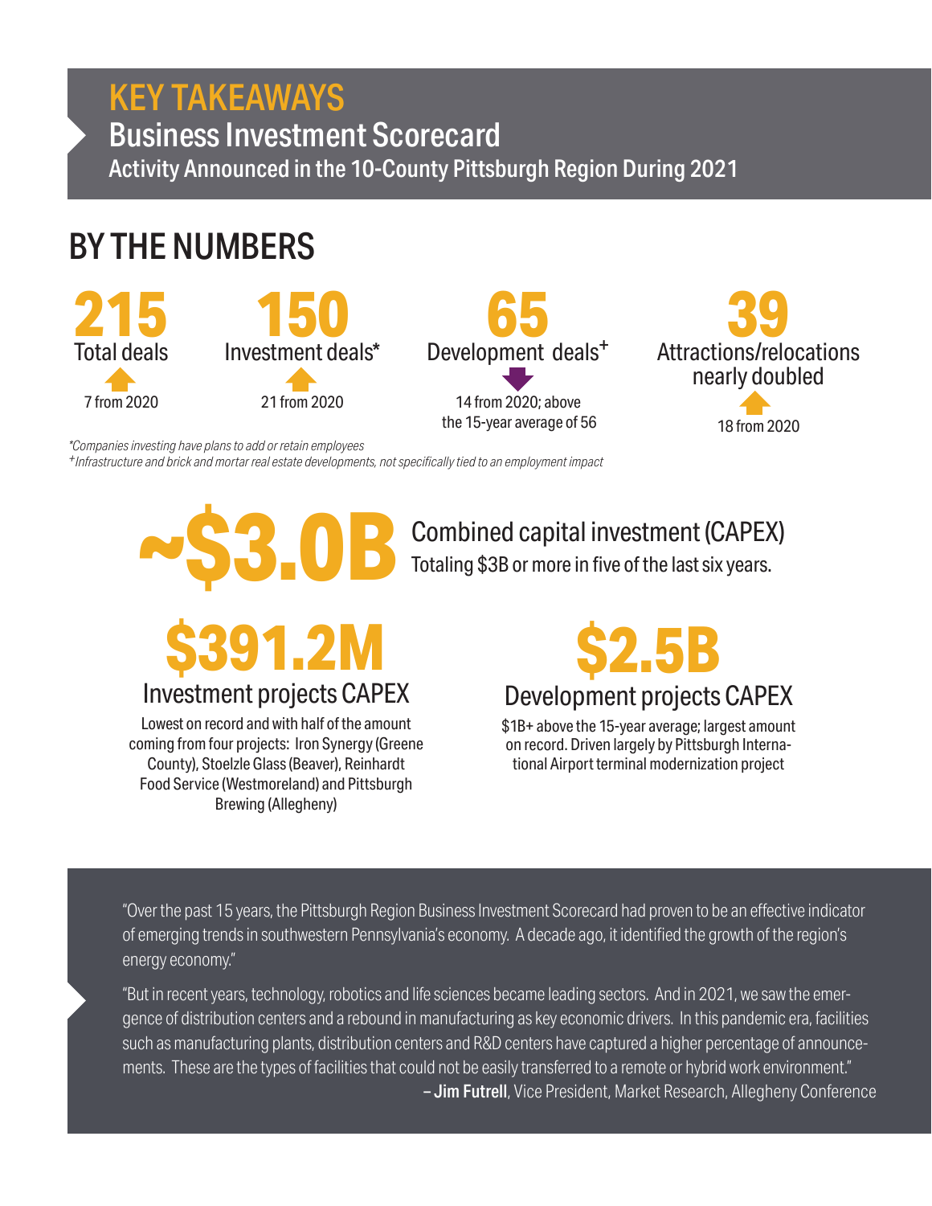# KEY TAKEAWAYS

## Business Investment Scorecard

### Activity Announced in the 10-County Pittsburgh Region During 2021

## BY THE NUMBERS

**215**
Total deals
7 from 2020

**150**
Investment deals*
21 from 2020

**65**
Development deals+
14 from 2020; above the 15-year average of 56

**39**
Attractions/relocations nearly doubled
18 from 2020

*Companies investing have plans to add or retain employees

+Infrastructure and brick and mortar real estate developments, not specifically tied to an employment impact

**~$3.0B**
Combined capital investment (CAPEX)
Totaling $3B or more in five of the last six years.

**$391.2M**
Investment projects CAPEX

Lowest on record and with half of the amount coming from four projects: Iron Synergy (Greene County), Stoelzle Glass (Beaver), Reinhardt Food Service (Westmoreland) and Pittsburgh Brewing (Allegheny)

**$2.5B**
Development projects CAPEX

$1B+ above the 15-year average; largest amount on record. Driven largely by Pittsburgh International Airport terminal modernization project

"Over the past 15 years, the Pittsburgh Region Business Investment Scorecard had proven to be an effective indicator of emerging trends in southwestern Pennsylvania's economy. A decade ago, it identified the growth of the region's energy economy."

"But in recent years, technology, robotics and life sciences became leading sectors. And in 2021, we saw the emergence of distribution centers and a rebound in manufacturing as key economic drivers. In this pandemic era, facilities such as manufacturing plants, distribution centers and R&D centers have captured a higher percentage of announcements. These are the types of facilities that could not be easily transferred to a remote or hybrid work environment."

– **Jim Futrell**, Vice President, Market Research, Allegheny Conference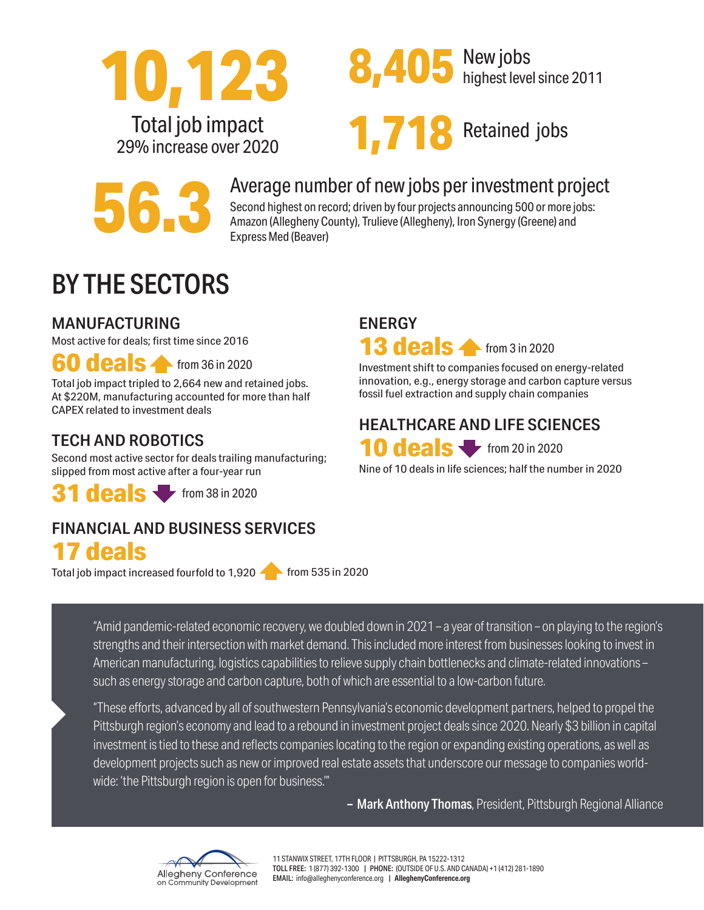**10,123**
Total job impact
29% increase over 2020

**8,405** New jobs
highest level since 2011

**1,718** Retained jobs

**56.3** Average number of new jobs per investment project

Second highest on record; driven by four projects announcing 500 or more jobs: Amazon (Allegheny County), Trulieve (Allegheny), Iron Synergy (Greene) and Express Med (Beaver)

# BY THE SECTORS

## MANUFACTURING

Most active for deals; first time since 2016

**60 deals** ▲ from 36 in 2020

Total job impact tripled to 2,664 new and retained jobs. At $220M, manufacturing accounted for more than half CAPEX related to investment deals

## TECH AND ROBOTICS

Second most active sector for deals trailing manufacturing; slipped from most active after a four-year run

**31 deals** ▼ from 38 in 2020

## FINANCIAL AND BUSINESS SERVICES

**17 deals**

Total job impact increased fourfold to 1,920 ▲ from 535 in 2020

## ENERGY

**13 deals** ▲ from 3 in 2020

Investment shift to companies focused on energy-related innovation, e.g., energy storage and carbon capture versus fossil fuel extraction and supply chain companies

## HEALTHCARE AND LIFE SCIENCES

**10 deals** ▼ from 20 in 2020

Nine of 10 deals in life sciences; half the number in 2020

"Amid pandemic-related economic recovery, we doubled down in 2021 – a year of transition – on playing to the region's strengths and their intersection with market demand. This included more interest from businesses looking to invest in American manufacturing, logistics capabilities to relieve supply chain bottlenecks and climate-related innovations – such as energy storage and carbon capture, both of which are essential to a low-carbon future.

"These efforts, advanced by all of southwestern Pennsylvania's economic development partners, helped to propel the Pittsburgh region's economy and lead to a rebound in investment project deals since 2020. Nearly $3 billion in capital investment is tied to these and reflects companies locating to the region or expanding existing operations, as well as development projects such as new or improved real estate assets that underscore our message to companies world-wide: 'the Pittsburgh region is open for business.'"

– **Mark Anthony Thomas**, President, Pittsburgh Regional Alliance

Allegheny Conference on Community Development

11 STANWIX STREET, 17TH FLOOR | PITTSBURGH, PA 15222-1312
**TOLL FREE:** 1 (877) 392-1300 | **PHONE:** (OUTSIDE OF U.S. AND CANADA) +1 (412) 281-1890
**EMAIL:** info@alleghenyconference.org | **AlleghenyConference.org**